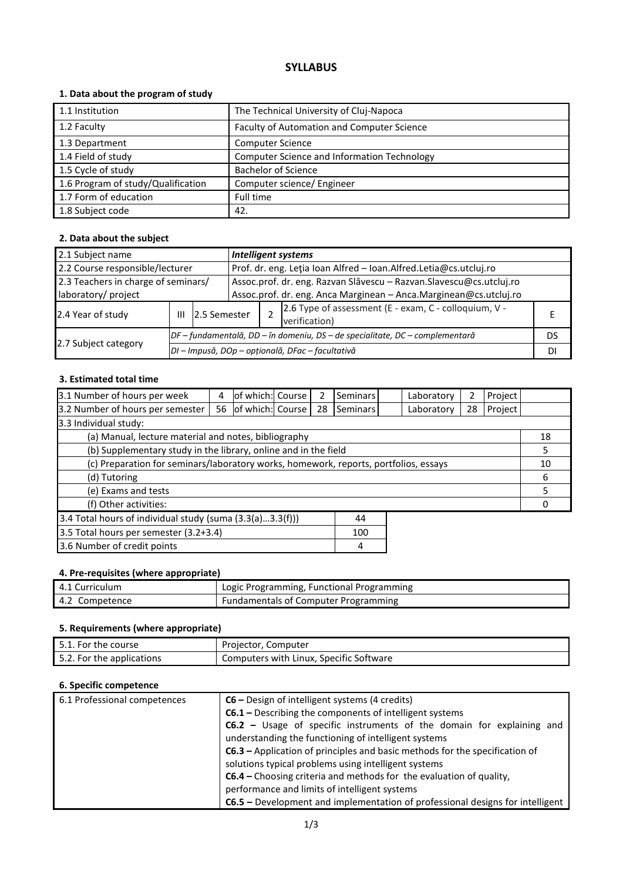# SYLLABUS

### 1. Data about the program of study

| | |
|---|---|
| 1.1 Institution | The Technical University of Cluj-Napoca |
| 1.2 Faculty | Faculty of Automation and Computer Science |
| 1.3 Department | Computer Science |
| 1.4 Field of study | Computer Science and Information Technology |
| 1.5 Cycle of study | Bachelor of Science |
| 1.6 Program of study/Qualification | Computer science/ Engineer |
| 1.7 Form of education | Full time |
| 1.8 Subject code | 42. |

### 2. Data about the subject

| | | | | | | |
|---|---|---|---|---|---|---|
| 2.1 Subject name | ***Intelligent systems*** | | | | | |
| 2.2 Course responsible/lecturer | Prof. dr. eng. Leţia Ioan Alfred – Ioan.Alfred.Letia@cs.utcluj.ro | | | | | |
| 2.3 Teachers in charge of seminars/ laboratory/ project | Assoc.prof. dr. eng. Razvan Slăvescu – Razvan.Slavescu@cs.utcluj.ro<br>Assoc.prof. dr. eng. Anca Marginean – Anca.Marginean@cs.utcluj.ro | | | | | |
| 2.4 Year of study | III | 2.5 Semester | 2 | 2.6 Type of assessment (E - exam, C - colloquium, V - verification) | | E |
| 2.7 Subject category | *DF – fundamentală, DD – în domeniu, DS – de specialitate, DC – complementară* | | | | | DS |
| | *DI – Impusă, DOp – opțională, DFac – facultativă* | | | | | DI |

### 3. Estimated total time

| | | | | | | | | | | |
|---|---|---|---|---|---|---|---|---|---|---|
| 3.1 Number of hours per week | 4 | of which: Course | 2 | Seminars | | Laboratory | 2 | Project | | |
| 3.2 Number of hours per semester | 56 | of which: Course | 28 | Seminars | | Laboratory | 28 | Project | | |
| 3.3 Individual study: | | | | | | | | | | |
| (a) Manual, lecture material and notes, bibliography | | | | | | | | | | 18 |
| (b) Supplementary study in the library, online and in the field | | | | | | | | | | 5 |
| (c) Preparation for seminars/laboratory works, homework, reports, portfolios, essays | | | | | | | | | | 10 |
| (d) Tutoring | | | | | | | | | | 6 |
| (e) Exams and tests | | | | | | | | | | 5 |
| (f) Other activities: | | | | | | | | | | 0 |

| | |
|---|---|
| 3.4 Total hours of individual study (suma (3.3(a)...3.3(f))) | 44 |
| 3.5 Total hours per semester (3.2+3.4) | 100 |
| 3.6 Number of credit points | 4 |

### 4. Pre-requisites (where appropriate)

| | |
|---|---|
| 4.1 Curriculum | Logic Programming, Functional Programming |
| 4.2 Competence | Fundamentals of Computer Programming |

### 5. Requirements (where appropriate)

| | |
|---|---|
| 5.1. For the course | Projector, Computer |
| 5.2. For the applications | Computers with Linux, Specific Software |

### 6. Specific competence

| | |
|---|---|
| 6.1 Professional competences | **C6 –** Design of intelligent systems (4 credits)<br>**C6.1 –** Describing the components of intelligent systems<br>**C6.2 –** Usage of specific instruments of the domain for explaining and understanding the functioning of intelligent systems<br>**C6.3 –** Application of principles and basic methods for the specification of solutions typical problems using intelligent systems<br>**C6.4 –** Choosing criteria and methods for the evaluation of quality, performance and limits of intelligent systems<br>**C6.5 –** Development and implementation of professional designs for intelligent |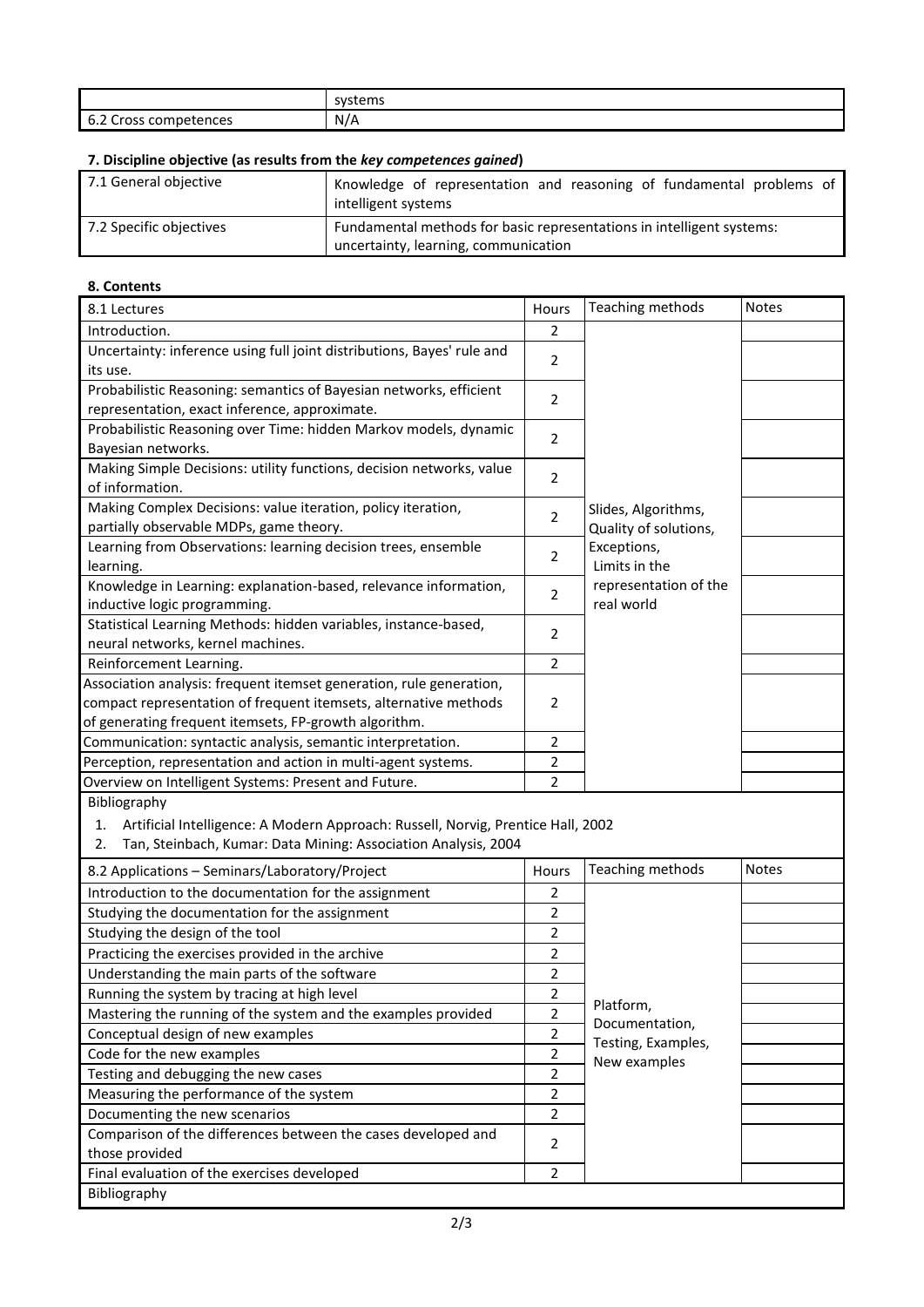|  | systems |
|---|---|
| 6.2 Cross competences | N/A |

### 7. Discipline objective (as results from the *key competences gained*)

| 7.1 General objective | Knowledge of representation and reasoning of fundamental problems of intelligent systems |
|---|---|
| 7.2 Specific objectives | Fundamental methods for basic representations in intelligent systems: uncertainty, learning, communication |

### 8. Contents

| 8.1 Lectures | Hours | Teaching methods | Notes |
|---|---|---|---|
| Introduction. | 2 | Slides, Algorithms, Quality of solutions, Exceptions, Limits in the representation of the real world | |
| Uncertainty: inference using full joint distributions, Bayes' rule and its use. | 2 | | |
| Probabilistic Reasoning: semantics of Bayesian networks, efficient representation, exact inference, approximate. | 2 | | |
| Probabilistic Reasoning over Time: hidden Markov models, dynamic Bayesian networks. | 2 | | |
| Making Simple Decisions: utility functions, decision networks, value of information. | 2 | | |
| Making Complex Decisions: value iteration, policy iteration, partially observable MDPs, game theory. | 2 | | |
| Learning from Observations: learning decision trees, ensemble learning. | 2 | | |
| Knowledge in Learning: explanation-based, relevance information, inductive logic programming. | 2 | | |
| Statistical Learning Methods: hidden variables, instance-based, neural networks, kernel machines. | 2 | | |
| Reinforcement Learning. | 2 | | |
| Association analysis: frequent itemset generation, rule generation, compact representation of frequent itemsets, alternative methods of generating frequent itemsets, FP-growth algorithm. | 2 | | |
| Communication: syntactic analysis, semantic interpretation. | 2 | | |
| Perception, representation and action in multi-agent systems. | 2 | | |
| Overview on Intelligent Systems: Present and Future. | 2 | | |

Bibliography

1. Artificial Intelligence: A Modern Approach: Russell, Norvig, Prentice Hall, 2002
2. Tan, Steinbach, Kumar: Data Mining: Association Analysis, 2004

| 8.2 Applications – Seminars/Laboratory/Project | Hours | Teaching methods | Notes |
|---|---|---|---|
| Introduction to the documentation for the assignment | 2 | Platform, Documentation, Testing, Examples, New examples | |
| Studying the documentation for the assignment | 2 | | |
| Studying the design of the tool | 2 | | |
| Practicing the exercises provided in the archive | 2 | | |
| Understanding the main parts of the software | 2 | | |
| Running the system by tracing at high level | 2 | | |
| Mastering the running of the system and the examples provided | 2 | | |
| Conceptual design of new examples | 2 | | |
| Code for the new examples | 2 | | |
| Testing and debugging the new cases | 2 | | |
| Measuring the performance of the system | 2 | | |
| Documenting the new scenarios | 2 | | |
| Comparison of the differences between the cases developed and those provided | 2 | | |
| Final evaluation of the exercises developed | 2 | | |

Bibliography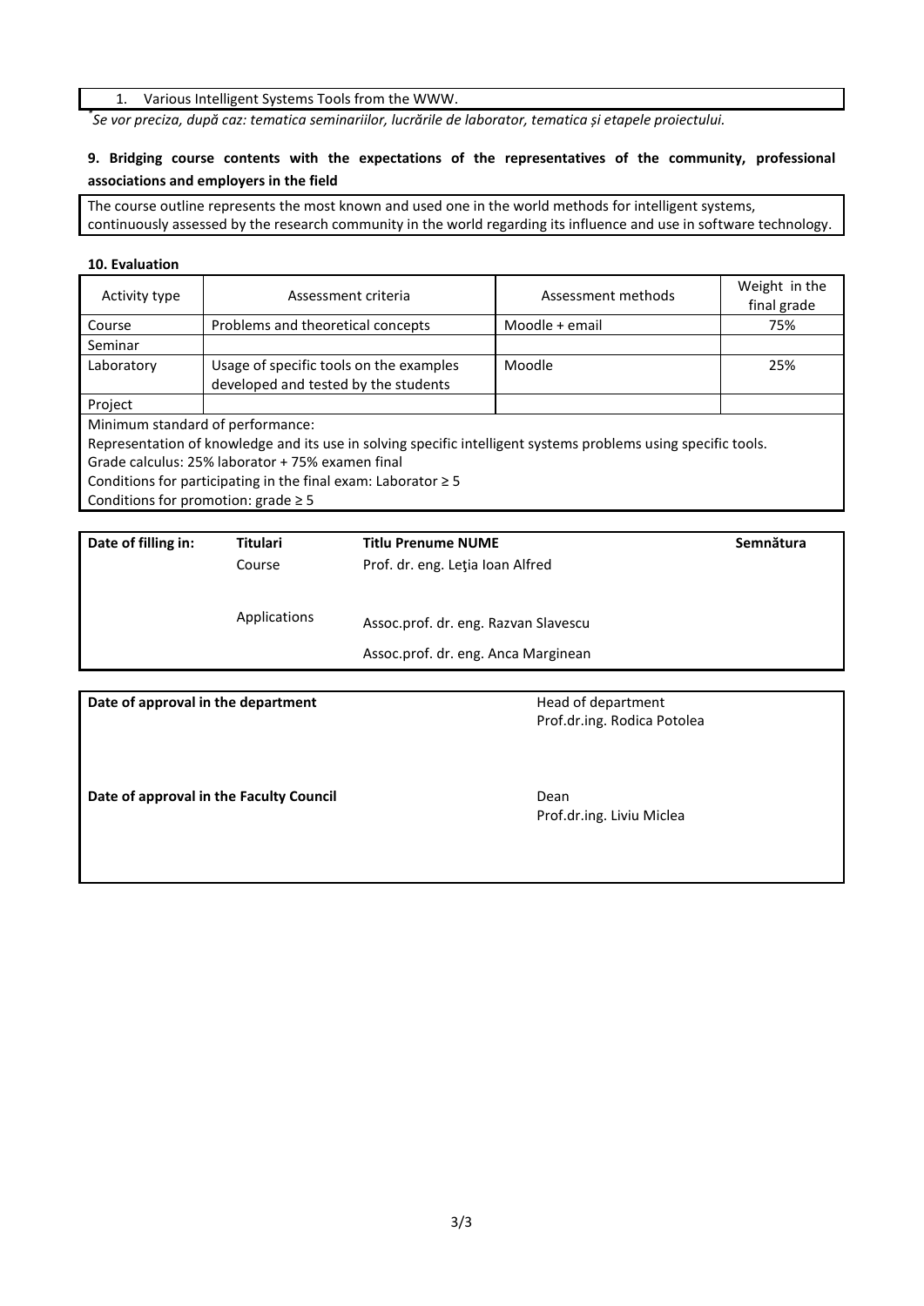1. Various Intelligent Systems Tools from the WWW.

*Se vor preciza, după caz: tematica seminariilor, lucrările de laborator, tematica și etapele proiectului.

**9. Bridging course contents with the expectations of the representatives of the community, professional associations and employers in the field**

The course outline represents the most known and used one in the world methods for intelligent systems, continuously assessed by the research community in the world regarding its influence and use in software technology.

**10. Evaluation**

| Activity type | Assessment criteria | Assessment methods | Weight in the final grade |
|---|---|---|---|
| Course | Problems and theoretical concepts | Moodle + email | 75% |
| Seminar | | | |
| Laboratory | Usage of specific tools on the examples developed and tested by the students | Moodle | 25% |
| Project | | | |

Minimum standard of performance:
Representation of knowledge and its use in solving specific intelligent systems problems using specific tools.
Grade calculus: 25% laborator + 75% examen final
Conditions for participating in the final exam: Laborator ≥ 5
Conditions for promotion: grade ≥ 5

| Date of filling in: | Titulari | Titlu Prenume NUME | Semnătura |
|---|---|---|---|
| | Course | Prof. dr. eng. Leţia Ioan Alfred | |
| | Applications | Assoc.prof. dr. eng. Razvan Slavescu | |
| | | Assoc.prof. dr. eng. Anca Marginean | |

| | |
|---|---|
| **Date of approval in the department** | Head of department<br>Prof.dr.ing. Rodica Potolea |
| **Date of approval in the Faculty Council** | Dean<br>Prof.dr.ing. Liviu Miclea |